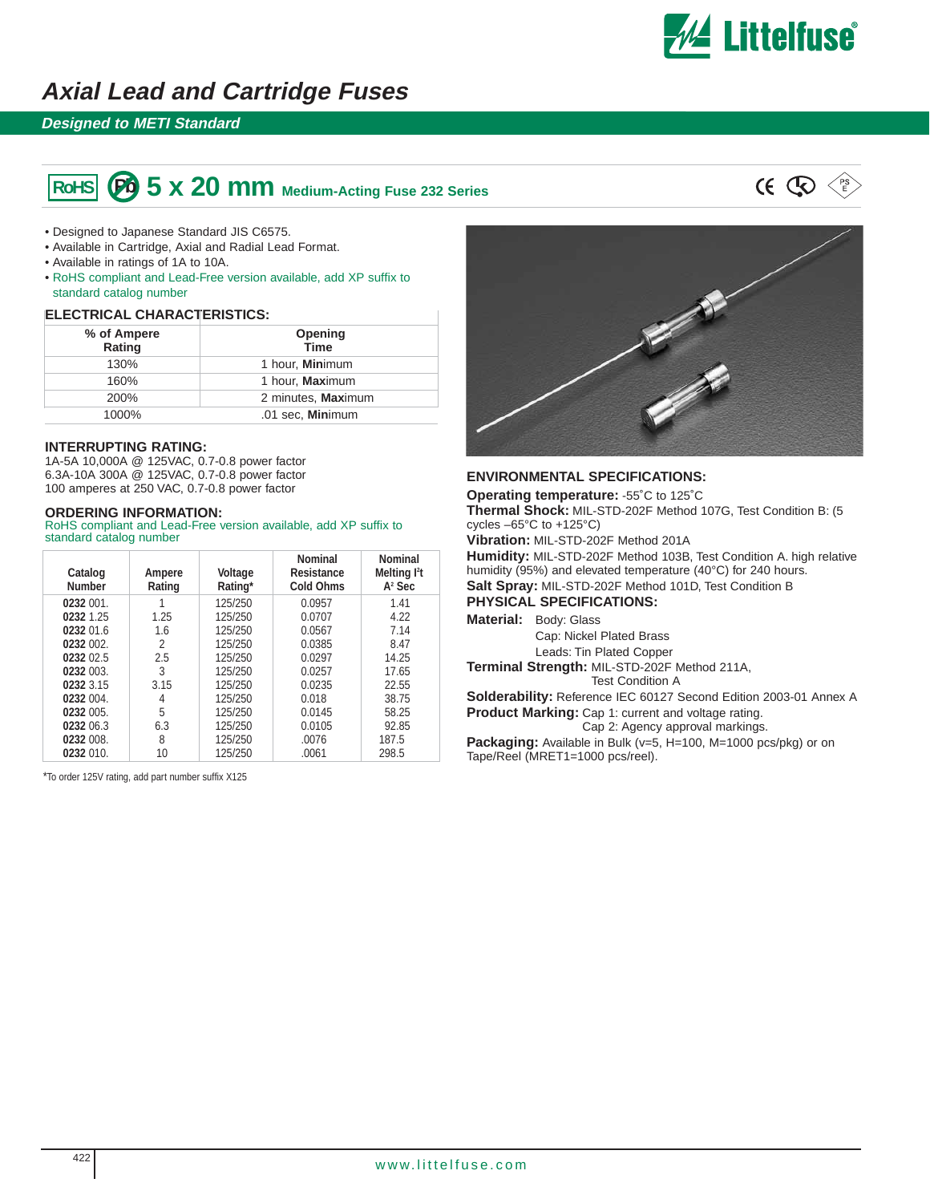# Axial Lead and Cartridge Fuses

## Designed to METI Standard

## 5 x 20 mm Medium-Acting Fuse 232 Series

- Designed to Japanese Standard JIS C6575.
- Available in Cartridge, Axial and Radial Lead Format.
- Available in ratings of 1A to 10A.
- RoHS compliant and Lead-Free version available, add XP suffix to standard catalog number

### ELECTRICAL CHARACTERISTICS:

| % of Ampere Rating | Opening Time |
|---|---|
| 130% | 1 hour, **Min**imum |
| 160% | 1 hour, **Max**imum |
| 200% | 2 minutes, **Max**imum |
| 1000% | .01 sec, **Min**imum |

### INTERRUPTING RATING:

1A-5A 10,000A @ 125VAC, 0.7-0.8 power factor
6.3A-10A 300A @ 125VAC, 0.7-0.8 power factor
100 amperes at 250 VAC, 0.7-0.8 power factor

### ORDERING INFORMATION:

RoHS compliant and Lead-Free version available, add XP suffix to standard catalog number

| Catalog Number | Ampere Rating | Voltage Rating* | Nominal Resistance Cold Ohms | Nominal Melting I²t A² Sec |
|---|---|---|---|---|
| **0232** 001. | 1 | 125/250 | 0.0957 | 1.41 |
| **0232** 1.25 | 1.25 | 125/250 | 0.0707 | 4.22 |
| **0232** 01.6 | 1.6 | 125/250 | 0.0567 | 7.14 |
| **0232** 002. | 2 | 125/250 | 0.0385 | 8.47 |
| **0232** 02.5 | 2.5 | 125/250 | 0.0297 | 14.25 |
| **0232** 003. | 3 | 125/250 | 0.0257 | 17.65 |
| **0232** 3.15 | 3.15 | 125/250 | 0.0235 | 22.55 |
| **0232** 004. | 4 | 125/250 | 0.018 | 38.75 |
| **0232** 005. | 5 | 125/250 | 0.0145 | 58.25 |
| **0232** 06.3 | 6.3 | 125/250 | 0.0105 | 92.85 |
| **0232** 008. | 8 | 125/250 | .0076 | 187.5 |
| **0232** 010. | 10 | 125/250 | .0061 | 298.5 |

*To order 125V rating, add part number suffix X125

### ENVIRONMENTAL SPECIFICATIONS:

**Operating temperature:** -55˚C to 125˚C
**Thermal Shock:** MIL-STD-202F Method 107G, Test Condition B: (5 cycles –65°C to +125°C)
**Vibration:** MIL-STD-202F Method 201A
**Humidity:** MIL-STD-202F Method 103B, Test Condition A. high relative humidity (95%) and elevated temperature (40°C) for 240 hours.
**Salt Spray:** MIL-STD-202F Method 101D, Test Condition B

### PHYSICAL SPECIFICATIONS:

**Material:** Body: Glass
Cap: Nickel Plated Brass
Leads: Tin Plated Copper
**Terminal Strength:** MIL-STD-202F Method 211A, Test Condition A
**Solderability:** Reference IEC 60127 Second Edition 2003-01 Annex A
**Product Marking:** Cap 1: current and voltage rating.
Cap 2: Agency approval markings.
**Packaging:** Available in Bulk (v=5, H=100, M=1000 pcs/pkg) or on Tape/Reel (MRET1=1000 pcs/reel).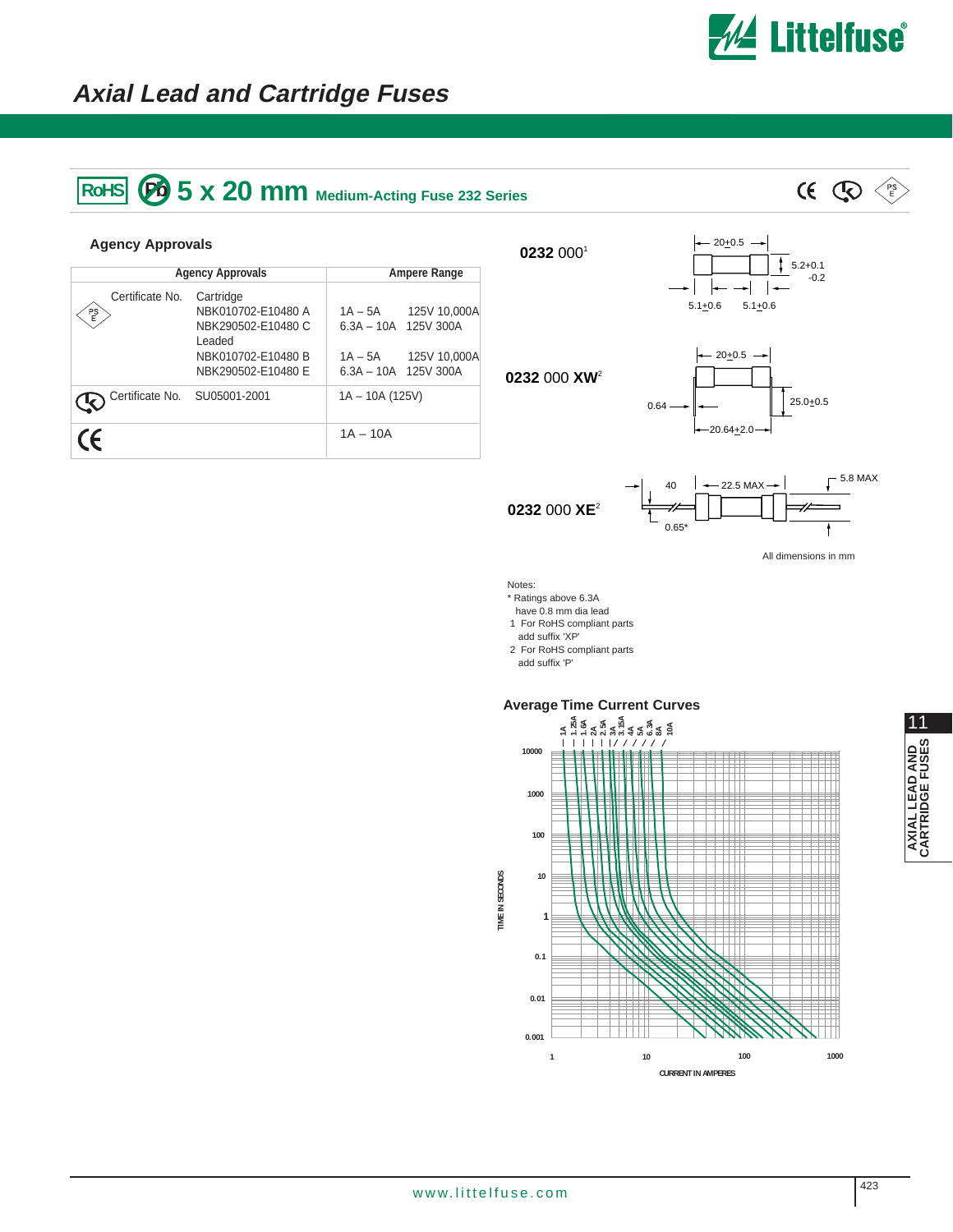# Axial Lead and Cartridge Fuses

## RoHS Pb 5 x 20 mm Medium-Acting Fuse 232 Series

### Agency Approvals

| Agency Approvals | | Ampere Range |
|---|---|---|
| PS E | Certificate No. Cartridge<br>NBK010702-E10480 A<br>NBK290502-E10480 C<br>Leaded<br>NBK010702-E10480 B<br>NBK290502-E10480 E | 1A – 5A 125V 10,000A<br>6.3A – 10A 125V 300A<br><br>1A – 5A 125V 10,000A<br>6.3A – 10A 125V 300A |
| | Certificate No. SU05001-2001 | 1A – 10A (125V) |
| CE | | 1A – 10A |

**0232** 000[1]

20±0.5
5.2+0.1
-0.2
5.1±0.6
5.1±0.6

**0232** 000 **XW**[2]

20±0.5
0.64
25.0±0.5
20.64±2.0

**0232** 000 **XE**[2]

40
22.5 MAX
5.8 MAX
0.65*

All dimensions in mm

Notes:

\* Ratings above 6.3A have 0.8 mm dia lead

1 For RoHS compliant parts add suffix 'XP'

2 For RoHS compliant parts add suffix 'P'

### Average Time Current Curves

1A
1.25A
1.6A
2A
2.5A
3A
3.15A
4A
5A
6.3A
8A
10A

TIME IN SECONDS

10000
1000
100
10
1
0.1
0.01
0.001

1
10
100
1000

CURRENT IN AMPERES

11 AXIAL LEAD AND CARTRIDGE FUSES